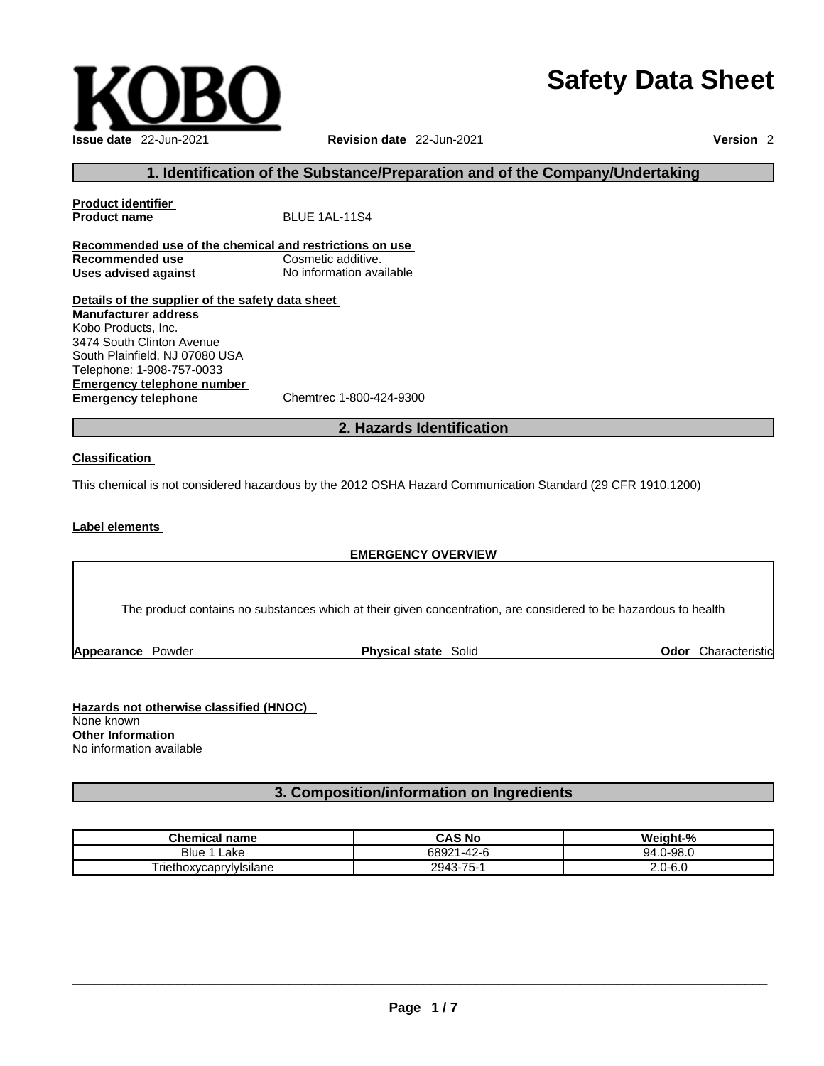KOBO

# Safety Data Sheet

**Issue date** 22-Jun-2021 **Revision date** 22-Jun-2021 **Version** 2

## 1. Identification of the Substance/Preparation and of the Company/Undertaking

**Product identifier**

**Product name** BLUE 1AL-11S4

**Recommended use of the chemical and restrictions on use**

**Recommended use** Cosmetic additive.

**Uses advised against** No information available

**Details of the supplier of the safety data sheet**

**Manufacturer address**

Kobo Products, Inc.
3474 South Clinton Avenue
South Plainfield, NJ 07080 USA
Telephone: 1-908-757-0033

**Emergency telephone number**

**Emergency telephone** Chemtrec 1-800-424-9300

## 2. Hazards Identification

**Classification**

This chemical is not considered hazardous by the 2012 OSHA Hazard Communication Standard (29 CFR 1910.1200)

**Label elements**

**EMERGENCY OVERVIEW**

The product contains no substances which at their given concentration, are considered to be hazardous to health

**Appearance** Powder **Physical state** Solid **Odor** Characteristic

**Hazards not otherwise classified (HNOC)**

None known

**Other Information**

No information available

## 3. Composition/information on Ingredients

| Chemical name | CAS No | Weight-% |
|---|---|---|
| Blue 1 Lake | 68921-42-6 | 94.0-98.0 |
| Triethoxycaprylylsilane | 2943-75-1 | 2.0-6.0 |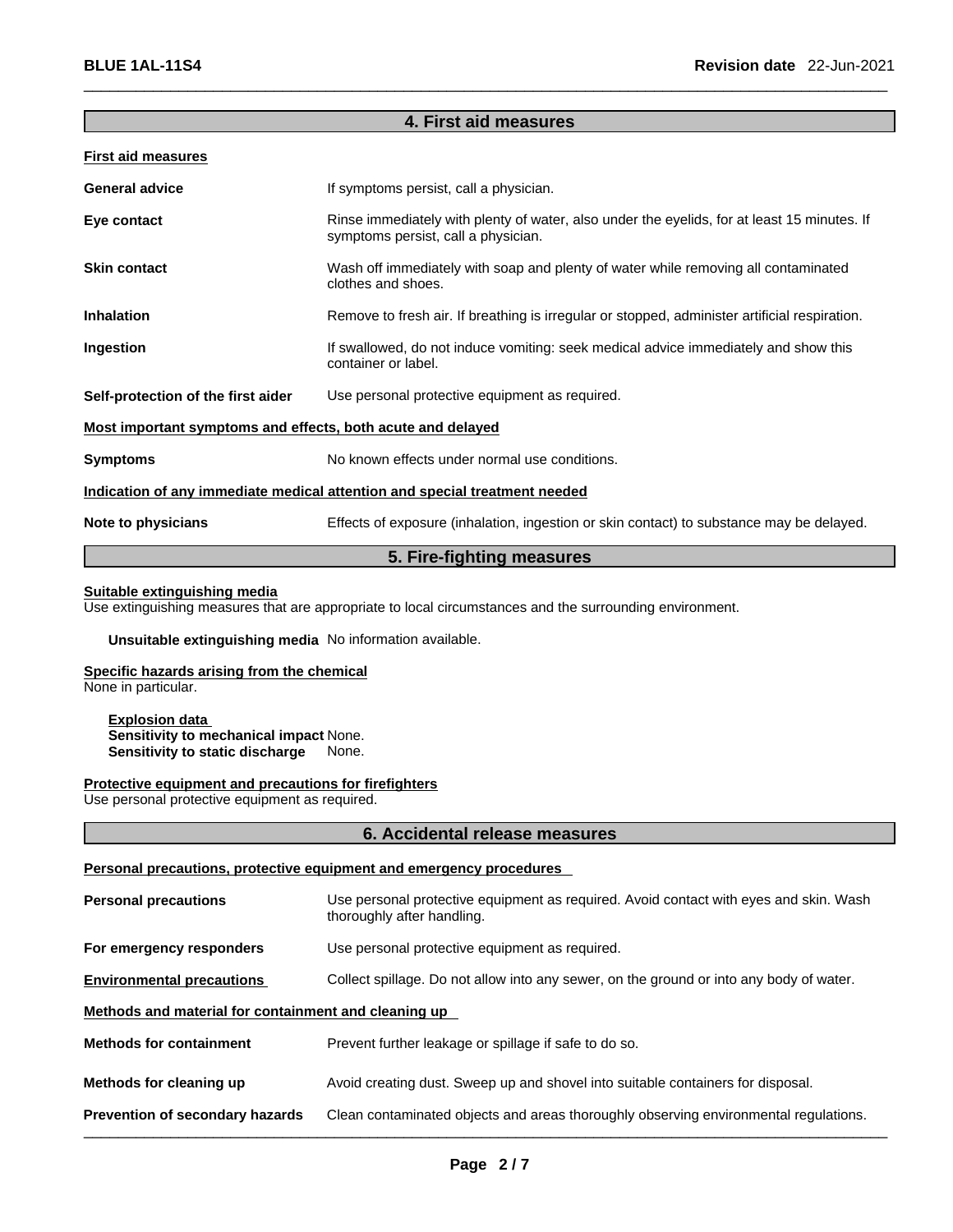## 4. First aid measures

**First aid measures**

**General advice** If symptoms persist, call a physician.

**Eye contact** Rinse immediately with plenty of water, also under the eyelids, for at least 15 minutes. If symptoms persist, call a physician.

**Skin contact** Wash off immediately with soap and plenty of water while removing all contaminated clothes and shoes.

**Inhalation** Remove to fresh air. If breathing is irregular or stopped, administer artificial respiration.

**Ingestion** If swallowed, do not induce vomiting: seek medical advice immediately and show this container or label.

**Self-protection of the first aider** Use personal protective equipment as required.

**Most important symptoms and effects, both acute and delayed**

**Symptoms** No known effects under normal use conditions.

**Indication of any immediate medical attention and special treatment needed**

**Note to physicians** Effects of exposure (inhalation, ingestion or skin contact) to substance may be delayed.

## 5. Fire-fighting measures

**Suitable extinguishing media**
Use extinguishing measures that are appropriate to local circumstances and the surrounding environment.

**Unsuitable extinguishing media** No information available.

**Specific hazards arising from the chemical**
None in particular.

**Explosion data**
**Sensitivity to mechanical impact** None.
**Sensitivity to static discharge** None.

**Protective equipment and precautions for firefighters**
Use personal protective equipment as required.

## 6. Accidental release measures

**Personal precautions, protective equipment and emergency procedures**

**Personal precautions** Use personal protective equipment as required. Avoid contact with eyes and skin. Wash thoroughly after handling.

**For emergency responders** Use personal protective equipment as required.

**Environmental precautions** Collect spillage. Do not allow into any sewer, on the ground or into any body of water.

**Methods and material for containment and cleaning up**

**Methods for containment** Prevent further leakage or spillage if safe to do so.

**Methods for cleaning up** Avoid creating dust. Sweep up and shovel into suitable containers for disposal.

**Prevention of secondary hazards** Clean contaminated objects and areas thoroughly observing environmental regulations.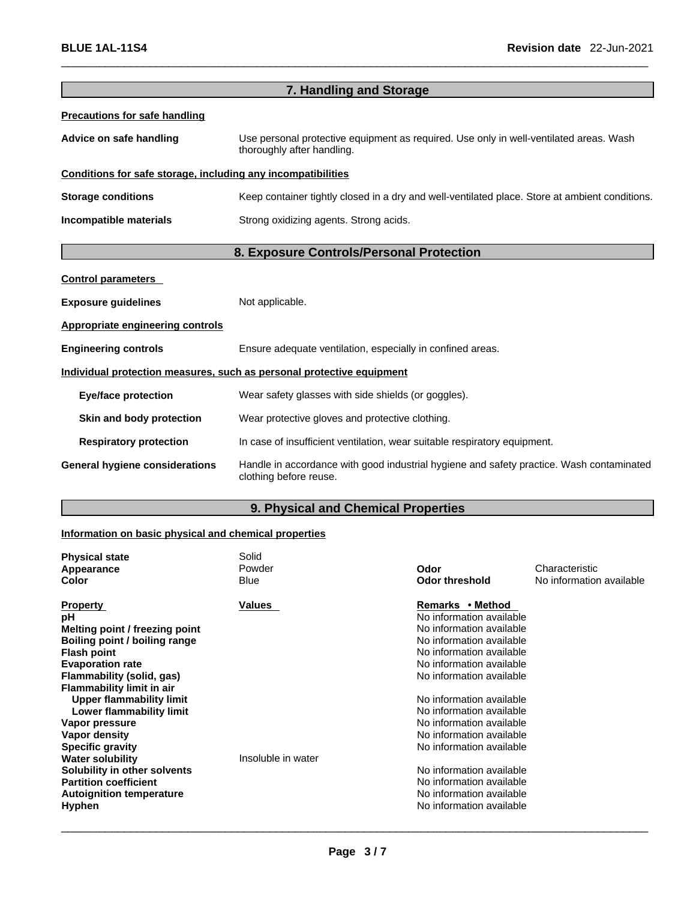## 7. Handling and Storage

**Precautions for safe handling**

**Advice on safe handling** Use personal protective equipment as required. Use only in well-ventilated areas. Wash thoroughly after handling.

**Conditions for safe storage, including any incompatibilities**

**Storage conditions** Keep container tightly closed in a dry and well-ventilated place. Store at ambient conditions.

**Incompatible materials** Strong oxidizing agents. Strong acids.

## 8. Exposure Controls/Personal Protection

**Control parameters**

**Exposure guidelines** Not applicable.

**Appropriate engineering controls**

**Engineering controls** Ensure adequate ventilation, especially in confined areas.

**Individual protection measures, such as personal protective equipment**

**Eye/face protection** Wear safety glasses with side shields (or goggles).

**Skin and body protection** Wear protective gloves and protective clothing.

**Respiratory protection** In case of insufficient ventilation, wear suitable respiratory equipment.

**General hygiene considerations** Handle in accordance with good industrial hygiene and safety practice. Wash contaminated clothing before reuse.

## 9. Physical and Chemical Properties

**Information on basic physical and chemical properties**

| | | | |
|---|---|---|---|
| **Physical state** | Solid | | |
| **Appearance** | Powder | **Odor** | Characteristic |
| **Color** | Blue | **Odor threshold** | No information available |

| **Property** | **Values** | **Remarks • Method** |
|---|---|---|
| **pH** | | No information available |
| **Melting point / freezing point** | | No information available |
| **Boiling point / boiling range** | | No information available |
| **Flash point** | | No information available |
| **Evaporation rate** | | No information available |
| **Flammability (solid, gas)** | | No information available |
| **Flammability limit in air** | | |
| **Upper flammability limit** | | No information available |
| **Lower flammability limit** | | No information available |
| **Vapor pressure** | | No information available |
| **Vapor density** | | No information available |
| **Specific gravity** | | No information available |
| **Water solubility** | Insoluble in water | |
| **Solubility in other solvents** | | No information available |
| **Partition coefficient** | | No information available |
| **Autoignition temperature** | | No information available |
| **Hyphen** | | No information available |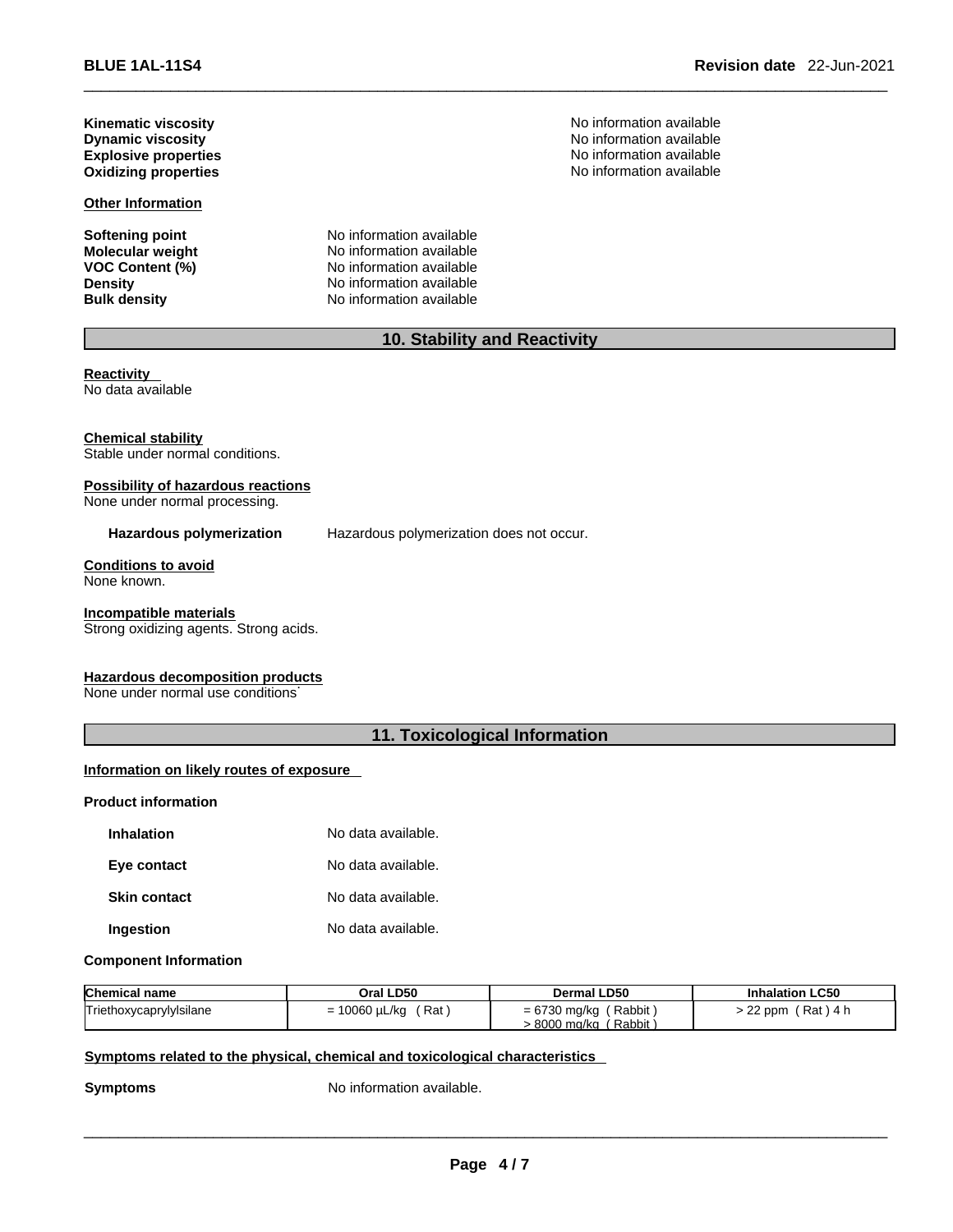**Kinematic viscosity** No information available
**Dynamic viscosity** No information available
**Explosive properties** No information available
**Oxidizing properties** No information available

**Other Information**

**Softening point** No information available
**Molecular weight** No information available
**VOC Content (%)** No information available
**Density** No information available
**Bulk density** No information available

## 10. Stability and Reactivity

**Reactivity**
No data available

**Chemical stability**
Stable under normal conditions.

**Possibility of hazardous reactions**
None under normal processing.

**Hazardous polymerization** Hazardous polymerization does not occur.

**Conditions to avoid**
None known.

**Incompatible materials**
Strong oxidizing agents. Strong acids.

**Hazardous decomposition products**
None under normal use conditions.

## 11. Toxicological Information

**Information on likely routes of exposure**

**Product information**

**Inhalation** No data available.

**Eye contact** No data available.

**Skin contact** No data available.

**Ingestion** No data available.

**Component Information**

| Chemical name | Oral LD50 | Dermal LD50 | Inhalation LC50 |
|---|---|---|---|
| Triethoxycaprylylsilane | = 10060 µL/kg ( Rat ) | = 6730 mg/kg ( Rabbit ) > 8000 mg/kg ( Rabbit ) | > 22 ppm ( Rat ) 4 h |

**Symptoms related to the physical, chemical and toxicological characteristics**

**Symptoms** No information available.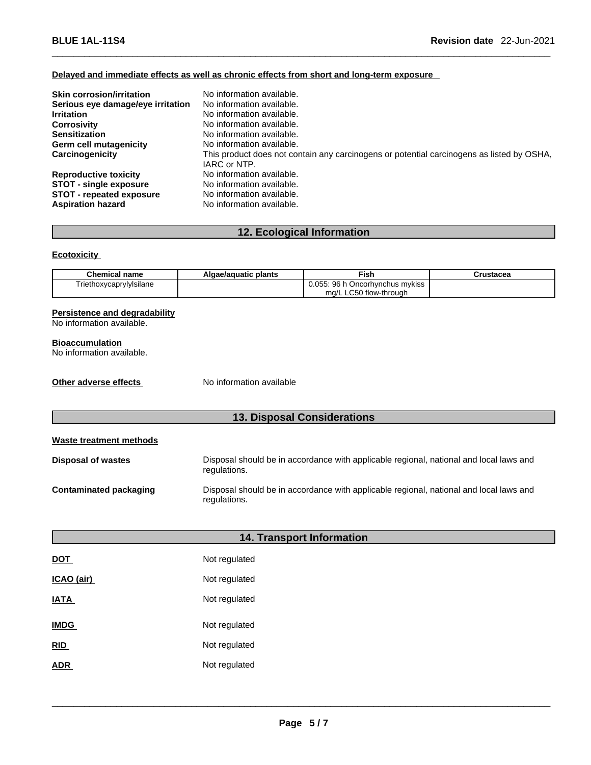**Delayed and immediate effects as well as chronic effects from short and long-term exposure**

| | |
|---|---|
| **Skin corrosion/irritation** | No information available. |
| **Serious eye damage/eye irritation** | No information available. |
| **Irritation** | No information available. |
| **Corrosivity** | No information available. |
| **Sensitization** | No information available. |
| **Germ cell mutagenicity** | No information available. |
| **Carcinogenicity** | This product does not contain any carcinogens or potential carcinogens as listed by OSHA, IARC or NTP. |
| **Reproductive toxicity** | No information available. |
| **STOT - single exposure** | No information available. |
| **STOT - repeated exposure** | No information available. |
| **Aspiration hazard** | No information available. |

## 12. Ecological Information

**Ecotoxicity**

| Chemical name | Algae/aquatic plants | Fish | Crustacea |
|---|---|---|---|
| Triethoxycaprylylsilane | | 0.055: 96 h Oncorhynchus mykiss mg/L LC50 flow-through | |

**Persistence and degradability**
No information available.

**Bioaccumulation**
No information available.

**Other adverse effects** No information available

## 13. Disposal Considerations

**Waste treatment methods**

| | |
|---|---|
| **Disposal of wastes** | Disposal should be in accordance with applicable regional, national and local laws and regulations. |
| **Contaminated packaging** | Disposal should be in accordance with applicable regional, national and local laws and regulations. |

## 14. Transport Information

| | |
|---|---|
| **DOT** | Not regulated |
| **ICAO (air)** | Not regulated |
| **IATA** | Not regulated |
| **IMDG** | Not regulated |
| **RID** | Not regulated |
| **ADR** | Not regulated |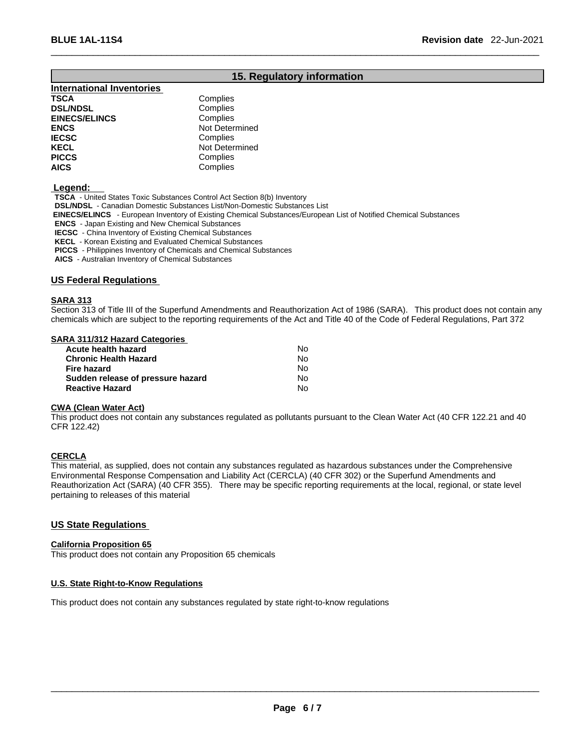## 15. Regulatory information

### International Inventories

| | |
|---|---|
| **TSCA** | Complies |
| **DSL/NDSL** | Complies |
| **EINECS/ELINCS** | Complies |
| **ENCS** | Not Determined |
| **IECSC** | Complies |
| **KECL** | Not Determined |
| **PICCS** | Complies |
| **AICS** | Complies |

**Legend:**

**TSCA** - United States Toxic Substances Control Act Section 8(b) Inventory
**DSL/NDSL** - Canadian Domestic Substances List/Non-Domestic Substances List
**EINECS/ELINCS** - European Inventory of Existing Chemical Substances/European List of Notified Chemical Substances
**ENCS** - Japan Existing and New Chemical Substances
**IECSC** - China Inventory of Existing Chemical Substances
**KECL** - Korean Existing and Evaluated Chemical Substances
**PICCS** - Philippines Inventory of Chemicals and Chemical Substances
**AICS** - Australian Inventory of Chemical Substances

### US Federal Regulations

**SARA 313**

Section 313 of Title III of the Superfund Amendments and Reauthorization Act of 1986 (SARA). This product does not contain any chemicals which are subject to the reporting requirements of the Act and Title 40 of the Code of Federal Regulations, Part 372

**SARA 311/312 Hazard Categories**

| | |
|---|---|
| **Acute health hazard** | No |
| **Chronic Health Hazard** | No |
| **Fire hazard** | No |
| **Sudden release of pressure hazard** | No |
| **Reactive Hazard** | No |

**CWA (Clean Water Act)**

This product does not contain any substances regulated as pollutants pursuant to the Clean Water Act (40 CFR 122.21 and 40 CFR 122.42)

**CERCLA**

This material, as supplied, does not contain any substances regulated as hazardous substances under the Comprehensive Environmental Response Compensation and Liability Act (CERCLA) (40 CFR 302) or the Superfund Amendments and Reauthorization Act (SARA) (40 CFR 355). There may be specific reporting requirements at the local, regional, or state level pertaining to releases of this material

### US State Regulations

**California Proposition 65**

This product does not contain any Proposition 65 chemicals

**U.S. State Right-to-Know Regulations**

This product does not contain any substances regulated by state right-to-know regulations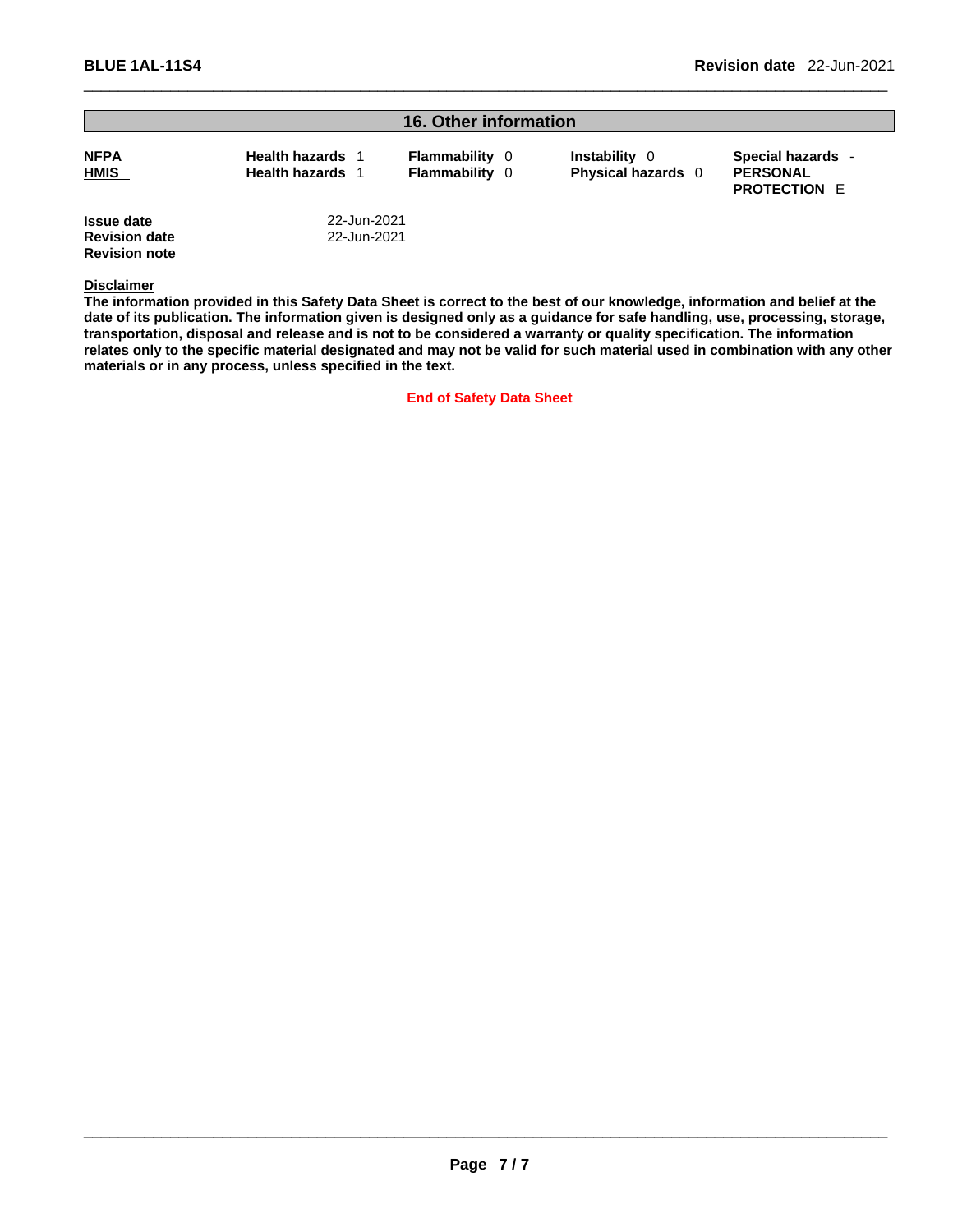## 16. Other information

| | | | | |
|---|---|---|---|---|
| **NFPA** | **Health hazards** 1 | **Flammability** 0 | **Instability** 0 | **Special hazards** - |
| **HMIS** | **Health hazards** 1 | **Flammability** 0 | **Physical hazards** 0 | **PERSONAL PROTECTION** E |

**Issue date** 22-Jun-2021
**Revision date** 22-Jun-2021
**Revision note**

**Disclaimer**

**The information provided in this Safety Data Sheet is correct to the best of our knowledge, information and belief at the date of its publication. The information given is designed only as a guidance for safe handling, use, processing, storage, transportation, disposal and release and is not to be considered a warranty or quality specification. The information relates only to the specific material designated and may not be valid for such material used in combination with any other materials or in any process, unless specified in the text.**

**End of Safety Data Sheet**